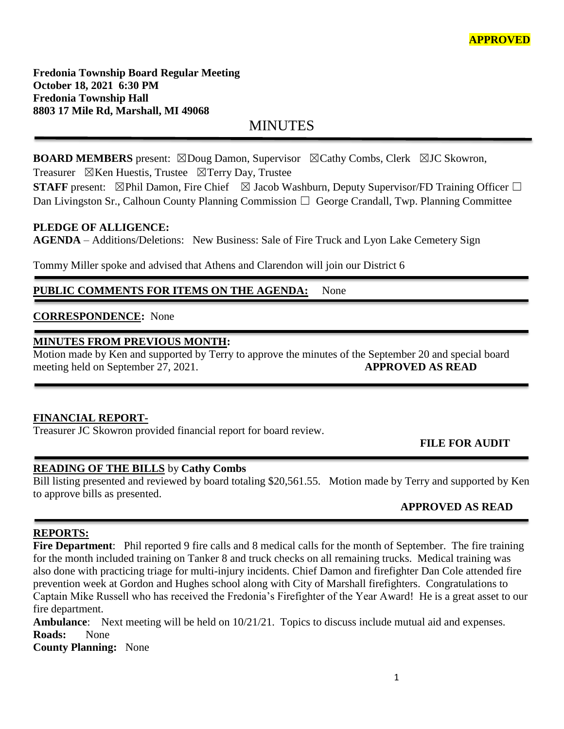**APPROVED**

**Fredonia Township Board Regular Meeting**
**October 18, 2021 6:30 PM**
**Fredonia Township Hall**
**8803 17 Mile Rd, Marshall, MI 49068**

# MINUTES

**BOARD MEMBERS** present: ☒Doug Damon, Supervisor ☒Cathy Combs, Clerk ☒JC Skowron, Treasurer ☒Ken Huestis, Trustee ☒Terry Day, Trustee

**STAFF** present: ☒Phil Damon, Fire Chief ☒ Jacob Washburn, Deputy Supervisor/FD Training Officer ☐ Dan Livingston Sr., Calhoun County Planning Commission ☐ George Crandall, Twp. Planning Committee

**PLEDGE OF ALLIGENCE:**

**AGENDA** – Additions/Deletions: New Business: Sale of Fire Truck and Lyon Lake Cemetery Sign

Tommy Miller spoke and advised that Athens and Clarendon will join our District 6

**PUBLIC COMMENTS FOR ITEMS ON THE AGENDA:** None

**CORRESPONDENCE:** None

**MINUTES FROM PREVIOUS MONTH:**

Motion made by Ken and supported by Terry to approve the minutes of the September 20 and special board meeting held on September 27, 2021. **APPROVED AS READ**

**FINANCIAL REPORT-**

Treasurer JC Skowron provided financial report for board review.

**FILE FOR AUDIT**

**READING OF THE BILLS** by **Cathy Combs**

Bill listing presented and reviewed by board totaling $20,561.55. Motion made by Terry and supported by Ken to approve bills as presented.

**APPROVED AS READ**

**REPORTS:**

**Fire Department**: Phil reported 9 fire calls and 8 medical calls for the month of September. The fire training for the month included training on Tanker 8 and truck checks on all remaining trucks. Medical training was also done with practicing triage for multi-injury incidents. Chief Damon and firefighter Dan Cole attended fire prevention week at Gordon and Hughes school along with City of Marshall firefighters. Congratulations to Captain Mike Russell who has received the Fredonia's Firefighter of the Year Award! He is a great asset to our fire department.

**Ambulance**: Next meeting will be held on 10/21/21. Topics to discuss include mutual aid and expenses.

**Roads:** None

**County Planning:** None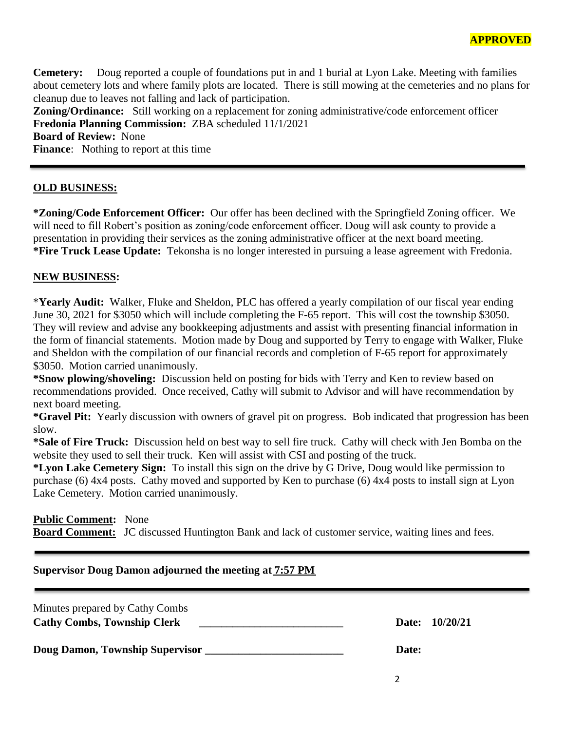**APPROVED**

**Cemetery:** Doug reported a couple of foundations put in and 1 burial at Lyon Lake. Meeting with families about cemetery lots and where family plots are located. There is still mowing at the cemeteries and no plans for cleanup due to leaves not falling and lack of participation.
**Zoning/Ordinance:** Still working on a replacement for zoning administrative/code enforcement officer
**Fredonia Planning Commission:** ZBA scheduled 11/1/2021
**Board of Review:** None
**Finance**: Nothing to report at this time

---

## OLD BUSINESS:

***Zoning/Code Enforcement Officer:** Our offer has been declined with the Springfield Zoning officer. We will need to fill Robert's position as zoning/code enforcement officer. Doug will ask county to provide a presentation in providing their services as the zoning administrative officer at the next board meeting.
***Fire Truck Lease Update:** Tekonsha is no longer interested in pursuing a lease agreement with Fredonia.

## NEW BUSINESS:

***Yearly Audit:** Walker, Fluke and Sheldon, PLC has offered a yearly compilation of our fiscal year ending June 30, 2021 for $3050 which will include completing the F-65 report. This will cost the township $3050. They will review and advise any bookkeeping adjustments and assist with presenting financial information in the form of financial statements. Motion made by Doug and supported by Terry to engage with Walker, Fluke and Sheldon with the compilation of our financial records and completion of F-65 report for approximately $3050. Motion carried unanimously.
***Snow plowing/shoveling:** Discussion held on posting for bids with Terry and Ken to review based on recommendations provided. Once received, Cathy will submit to Advisor and will have recommendation by next board meeting.
***Gravel Pit:** Yearly discussion with owners of gravel pit on progress. Bob indicated that progression has been slow.
***Sale of Fire Truck:** Discussion held on best way to sell fire truck. Cathy will check with Jen Bomba on the website they used to sell their truck. Ken will assist with CSI and posting of the truck.
***Lyon Lake Cemetery Sign:** To install this sign on the drive by G Drive, Doug would like permission to purchase (6) 4x4 posts. Cathy moved and supported by Ken to purchase (6) 4x4 posts to install sign at Lyon Lake Cemetery. Motion carried unanimously.

**Public Comment:** None
**Board Comment:** JC discussed Huntington Bank and lack of customer service, waiting lines and fees.

---

**Supervisor Doug Damon adjourned the meeting at 7:57 PM**

---

Minutes prepared by Cathy Combs
**Cathy Combs, Township Clerk** _________________________ **Date: 10/20/21**

**Doug Damon, Township Supervisor** _________________________ **Date:**